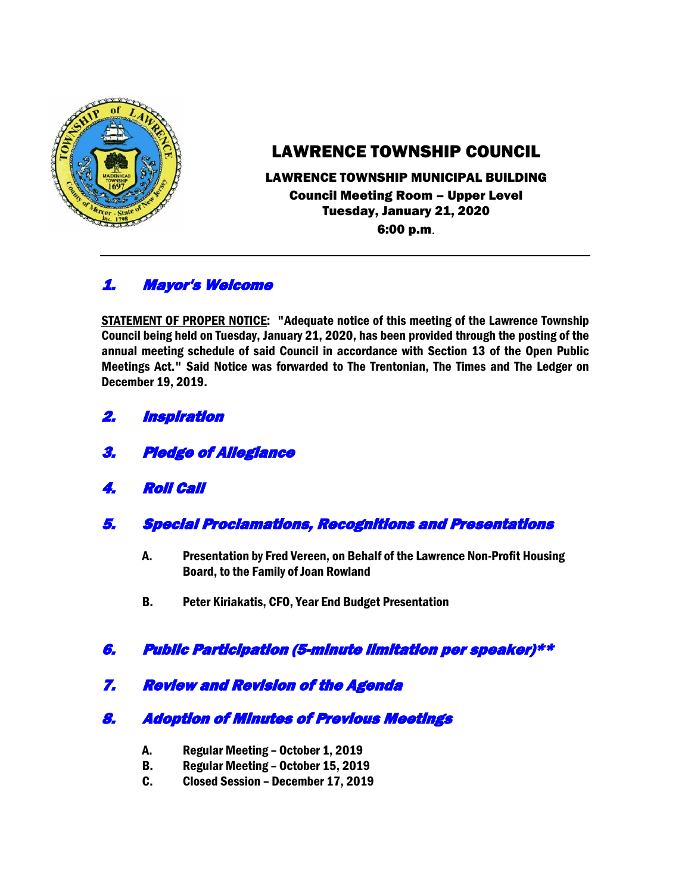# LAWRENCE TOWNSHIP COUNCIL

**LAWRENCE TOWNSHIP MUNICIPAL BUILDING**
**Council Meeting Room – Upper Level**
**Tuesday, January 21, 2020**
**6:00 p.m.**

---

## *1. Mayor's Welcome*

**STATEMENT OF PROPER NOTICE: "Adequate notice of this meeting of the Lawrence Township Council being held on Tuesday, January 21, 2020, has been provided through the posting of the annual meeting schedule of said Council in accordance with Section 13 of the Open Public Meetings Act." Said Notice was forwarded to The Trentonian, The Times and The Ledger on December 19, 2019.**

## *2. Inspiration*

## *3. Pledge of Allegiance*

## *4. Roll Call*

## *5. Special Proclamations, Recognitions and Presentations*

**A. Presentation by Fred Vereen, on Behalf of the Lawrence Non-Profit Housing Board, to the Family of Joan Rowland**

**B. Peter Kiriakatis, CFO, Year End Budget Presentation**

## *6. Public Participation (5-minute limitation per speaker)**

## *7. Review and Revision of the Agenda*

## *8. Adoption of Minutes of Previous Meetings*

**A. Regular Meeting – October 1, 2019**
**B. Regular Meeting – October 15, 2019**
**C. Closed Session – December 17, 2019**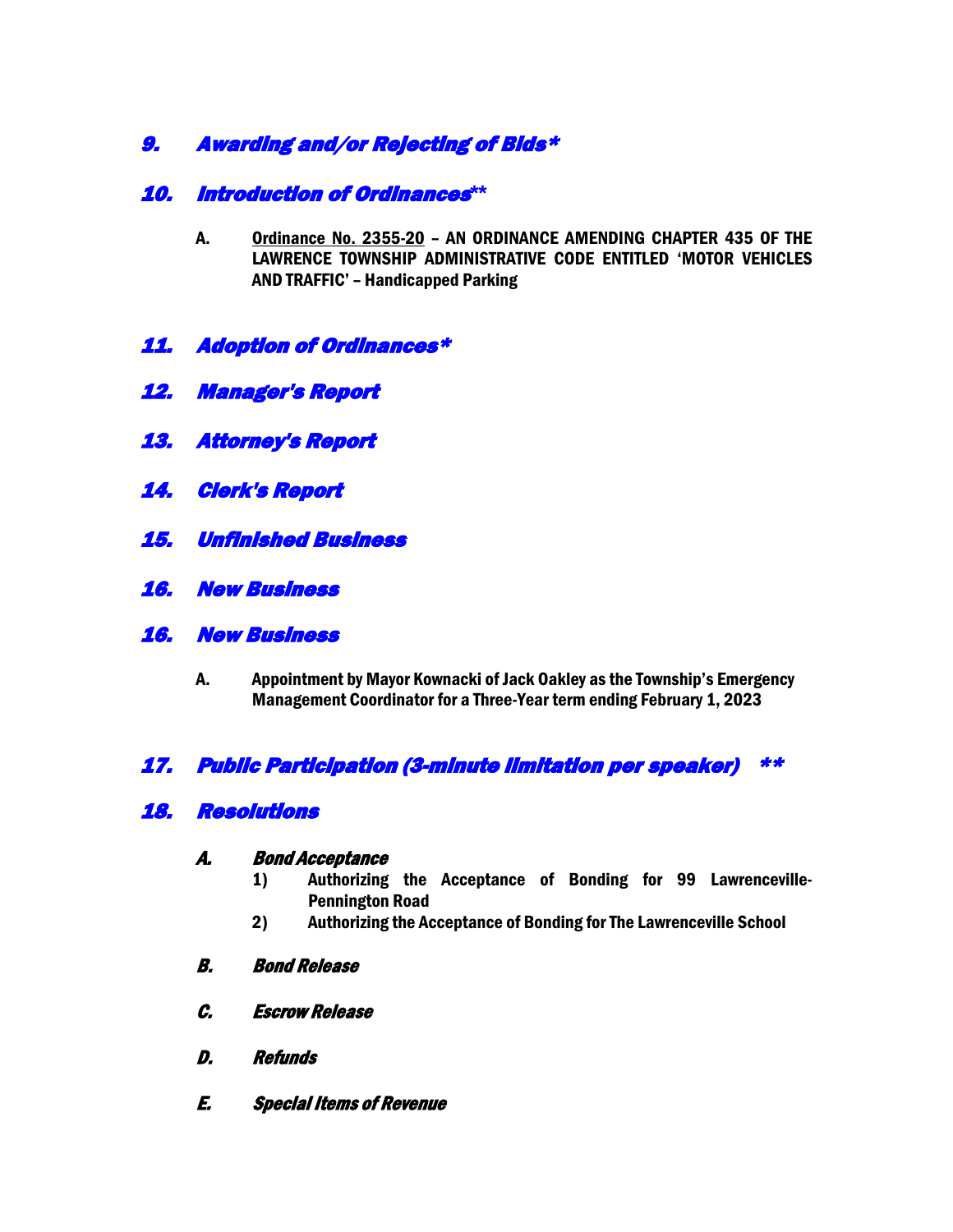## *9. Awarding and/or Rejecting of Bids**

## *10. Introduction of Ordinances***

A. Ordinance No. 2355-20 – AN ORDINANCE AMENDING CHAPTER 435 OF THE LAWRENCE TOWNSHIP ADMINISTRATIVE CODE ENTITLED 'MOTOR VEHICLES AND TRAFFIC' – Handicapped Parking

## *11. Adoption of Ordinances**

## *12. Manager's Report*

## *13. Attorney's Report*

## *14. Clerk's Report*

## *15. Unfinished Business*

## *16. New Business*

## *16. New Business*

A. **Appointment by Mayor Kownacki of Jack Oakley as the Township's Emergency Management Coordinator for a Three-Year term ending February 1, 2023**

## *17. Public Participation (3-minute limitation per speaker) ***

## *18. Resolutions*

***A. Bond Acceptance***

1) **Authorizing the Acceptance of Bonding for 99 Lawrenceville-Pennington Road**
2) **Authorizing the Acceptance of Bonding for The Lawrenceville School**

***B. Bond Release***

***C. Escrow Release***

***D. Refunds***

***E. Special Items of Revenue***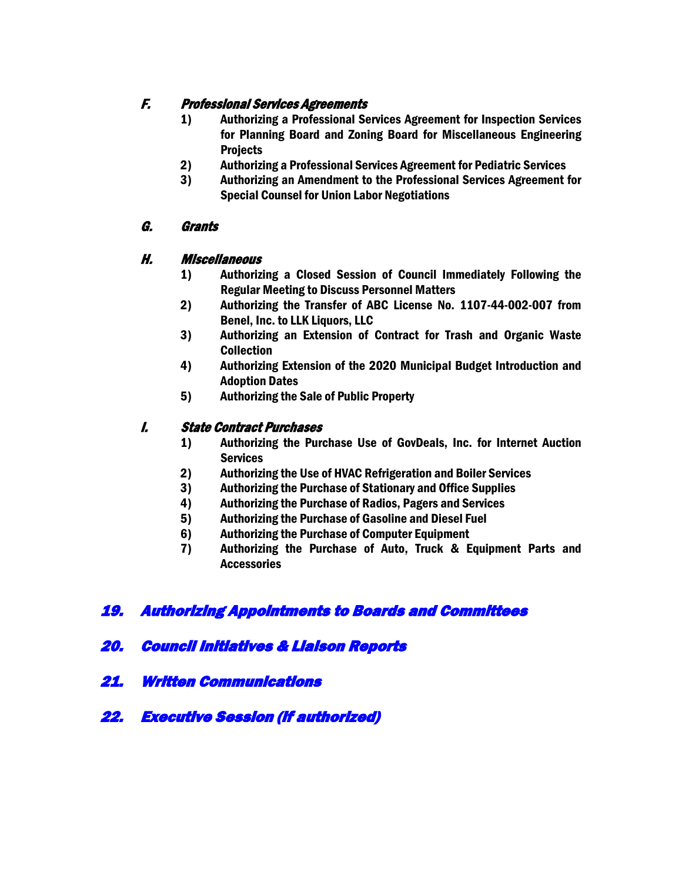### F. *Professional Services Agreements*

1) **Authorizing a Professional Services Agreement for Inspection Services for Planning Board and Zoning Board for Miscellaneous Engineering Projects**
2) **Authorizing a Professional Services Agreement for Pediatric Services**
3) **Authorizing an Amendment to the Professional Services Agreement for Special Counsel for Union Labor Negotiations**

### G. *Grants*

### H. *Miscellaneous*

1) **Authorizing a Closed Session of Council Immediately Following the Regular Meeting to Discuss Personnel Matters**
2) **Authorizing the Transfer of ABC License No. 1107-44-002-007 from Benel, Inc. to LLK Liquors, LLC**
3) **Authorizing an Extension of Contract for Trash and Organic Waste Collection**
4) **Authorizing Extension of the 2020 Municipal Budget Introduction and Adoption Dates**
5) **Authorizing the Sale of Public Property**

### I. *State Contract Purchases*

1) **Authorizing the Purchase Use of GovDeals, Inc. for Internet Auction Services**
2) **Authorizing the Use of HVAC Refrigeration and Boiler Services**
3) **Authorizing the Purchase of Stationary and Office Supplies**
4) **Authorizing the Purchase of Radios, Pagers and Services**
5) **Authorizing the Purchase of Gasoline and Diesel Fuel**
6) **Authorizing the Purchase of Computer Equipment**
7) **Authorizing the Purchase of Auto, Truck & Equipment Parts and Accessories**

## *19. Authorizing Appointments to Boards and Committees*

## *20. Council Initiatives & Liaison Reports*

## *21. Written Communications*

## *22. Executive Session (if authorized)*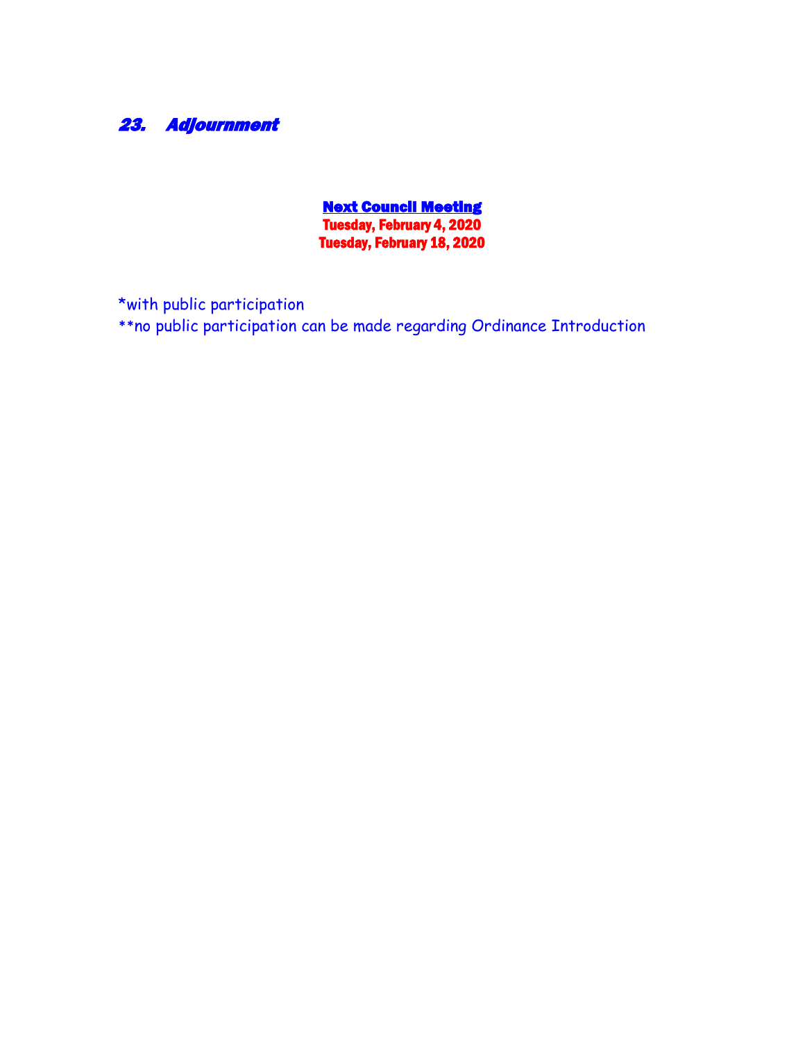## *23. Adjournment*

**Next Council Meeting**
**Tuesday, February 4, 2020**
**Tuesday, February 18, 2020**

*with public participation
**no public participation can be made regarding Ordinance Introduction